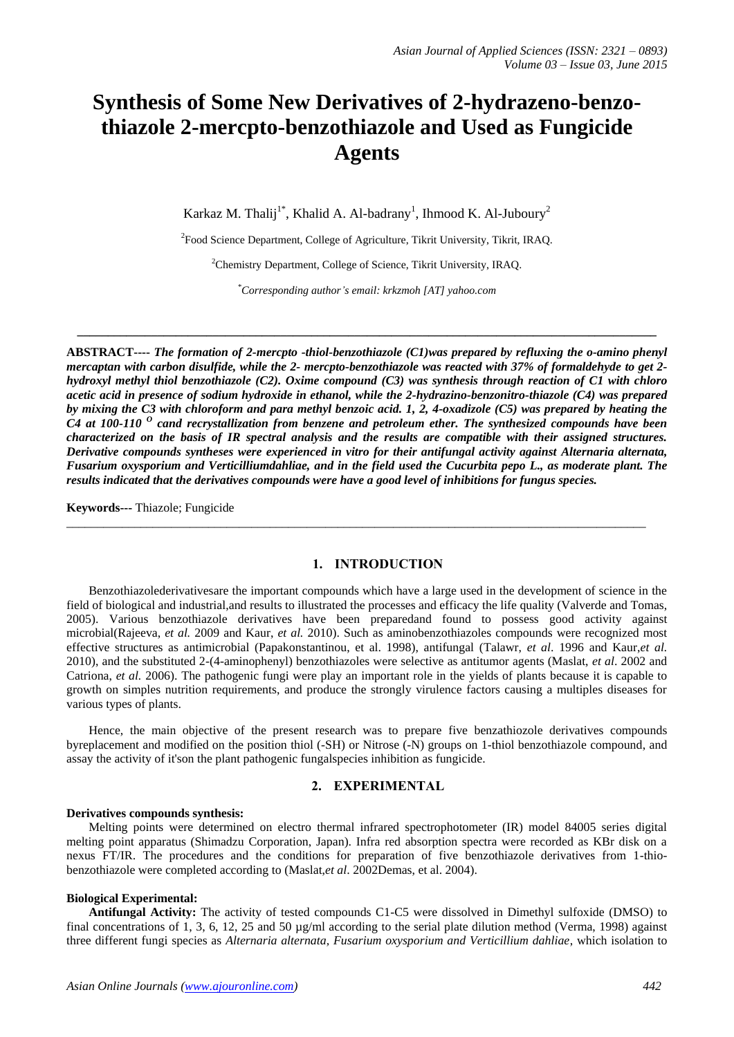# Synthesis of Some New Derivatives of 2-hydrazeno-benzo-thiazole 2-mercpto-benzothiazole and Used as Fungicide Agents

Karkaz M. Thalij[1*], Khalid A. Al-badrany[1], Ihmood K. Al-Juboury[2]

[2]Food Science Department, College of Agriculture, Tikrit University, Tikrit, IRAQ.

[2]Chemistry Department, College of Science, Tikrit University, IRAQ.

[*]*Corresponding author's email: krkzmoh [AT] yahoo.com*

---

**ABSTRACT----** ***The formation of 2-mercpto -thiol-benzothiazole (C1)was prepared by refluxing the o-amino phenyl mercaptan with carbon disulfide, while the 2- mercpto-benzothiazole was reacted with 37% of formaldehyde to get 2-hydroxyl methyl thiol benzothiazole (C2). Oxime compound (C3) was synthesis through reaction of C1 with chloro acetic acid in presence of sodium hydroxide in ethanol, while the 2-hydrazino-benzonitro-thiazole (C4) was prepared by mixing the C3 with chloroform and para methyl benzoic acid. 1, 2, 4-oxadizole (C5) was prepared by heating the C4 at 100-110 $^{O}$ cand recrystallization from benzene and petroleum ether. The synthesized compounds have been characterized on the basis of IR spectral analysis and the results are compatible with their assigned structures. Derivative compounds syntheses were experienced in vitro for their antifungal activity against Alternaria alternata, Fusarium oxysporium and Verticilliumdahliae, and in the field used the Cucurbita pepo L., as moderate plant. The results indicated that the derivatives compounds were have a good level of inhibitions for fungus species.***

**Keywords---** Thiazole; Fungicide

---

## 1. INTRODUCTION

Benzothiazolederivativesare the important compounds which have a large used in the development of science in the field of biological and industrial,and results to illustrated the processes and efficacy the life quality (Valverde and Tomas, 2005). Various benzothiazole derivatives have been preparedand found to possess good activity against microbial(Rajeeva, *et al.* 2009 and Kaur, *et al.* 2010). Such as aminobenzothiazoles compounds were recognized most effective structures as antimicrobial (Papakonstantinou, et al. 1998), antifungal (Talawr, *et al*. 1996 and Kaur,*et al.* 2010), and the substituted 2-(4-aminophenyl) benzothiazoles were selective as antitumor agents (Maslat, *et al*. 2002 and Catriona, *et al.* 2006). The pathogenic fungi were play an important role in the yields of plants because it is capable to growth on simples nutrition requirements, and produce the strongly virulence factors causing a multiples diseases for various types of plants.

Hence, the main objective of the present research was to prepare five benzathiozole derivatives compounds byreplacement and modified on the position thiol (-SH) or Nitrose (-N) groups on 1-thiol benzothiazole compound, and assay the activity of it'son the plant pathogenic fungalspecies inhibition as fungicide.

## 2. EXPERIMENTAL

**Derivatives compounds synthesis:**

Melting points were determined on electro thermal infrared spectrophotometer (IR) model 84005 series digital melting point apparatus (Shimadzu Corporation, Japan). Infra red absorption spectra were recorded as KBr disk on a nexus FT/IR. The procedures and the conditions for preparation of five benzothiazole derivatives from 1-thio-benzothiazole were completed according to (Maslat,*et al*. 2002Demas, et al. 2004).

**Biological Experimental:**

**Antifungal Activity:** The activity of tested compounds C1-C5 were dissolved in Dimethyl sulfoxide (DMSO) to final concentrations of 1, 3, 6, 12, 25 and 50 µg/ml according to the serial plate dilution method (Verma, 1998) against three different fungi species as *Alternaria alternata, Fusarium oxysporium and Verticillium dahliae*, which isolation to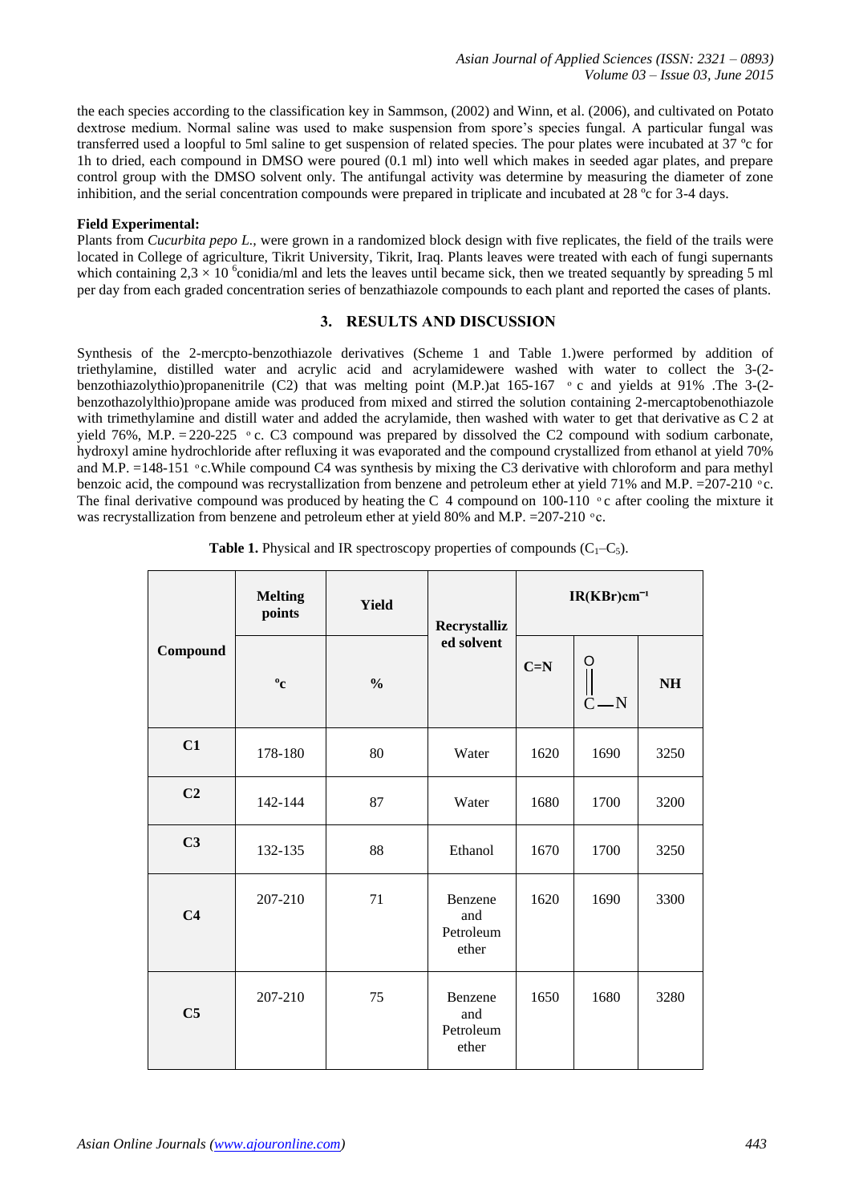the each species according to the classification key in Sammson, (2002) and Winn, et al. (2006), and cultivated on Potato dextrose medium. Normal saline was used to make suspension from spore's species fungal. A particular fungal was transferred used a loopful to 5ml saline to get suspension of related species. The pour plates were incubated at 37 ºc for 1h to dried, each compound in DMSO were poured (0.1 ml) into well which makes in seeded agar plates, and prepare control group with the DMSO solvent only. The antifungal activity was determine by measuring the diameter of zone inhibition, and the serial concentration compounds were prepared in triplicate and incubated at 28 ºc for 3-4 days.

**Field Experimental:**

Plants from *Cucurbita pepo L.*, were grown in a randomized block design with five replicates, the field of the trails were located in College of agriculture, Tikrit University, Tikrit, Iraq. Plants leaves were treated with each of fungi supernants which containing $2,3 \times 10^{6}$conidia/ml and lets the leaves until became sick, then we treated sequantly by spreading 5 ml per day from each graded concentration series of benzathiazole compounds to each plant and reported the cases of plants.

## 3. RESULTS AND DISCUSSION

Synthesis of the 2-mercpto-benzothiazole derivatives (Scheme 1 and Table 1.)were performed by addition of triethylamine, distilled water and acrylic acid and acrylamidewere washed with water to collect the 3-(2-benzothiazolythio)propanenitrile (C2) that was melting point (M.P.)at 165-167 ° c and yields at 91% .The 3-(2-benzothazolylthio)propane amide was produced from mixed and stirred the solution containing 2-mercaptobenothiazole with trimethylamine and distill water and added the acrylamide, then washed with water to get that derivative as C 2 at yield 76%, M.P. = 220-225 ° c. C3 compound was prepared by dissolved the C2 compound with sodium carbonate, hydroxyl amine hydrochloride after refluxing it was evaporated and the compound crystallized from ethanol at yield 70% and M.P. =148-151 °c.While compound C4 was synthesis by mixing the C3 derivative with chloroform and para methyl benzoic acid, the compound was recrystallization from benzene and petroleum ether at yield 71% and M.P. =207-210 °c. The final derivative compound was produced by heating the C 4 compound on 100-110 ° c after cooling the mixture it was recrystallization from benzene and petroleum ether at yield 80% and M.P. =207-210 °c.

**Table 1.** Physical and IR spectroscopy properties of compounds ($C_1$–$C_5$).

| Compound | Melting points | Yield | Recrystallized solvent | IR(KBr)cm⁻¹ | | |
|---|---|---|---|---|---|---|
| | ºc | % | | C=N | C(=O)—N | NH |
| C1 | 178-180 | 80 | Water | 1620 | 1690 | 3250 |
| C2 | 142-144 | 87 | Water | 1680 | 1700 | 3200 |
| C3 | 132-135 | 88 | Ethanol | 1670 | 1700 | 3250 |
| C4 | 207-210 | 71 | Benzene and Petroleum ether | 1620 | 1690 | 3300 |
| C5 | 207-210 | 75 | Benzene and Petroleum ether | 1650 | 1680 | 3280 |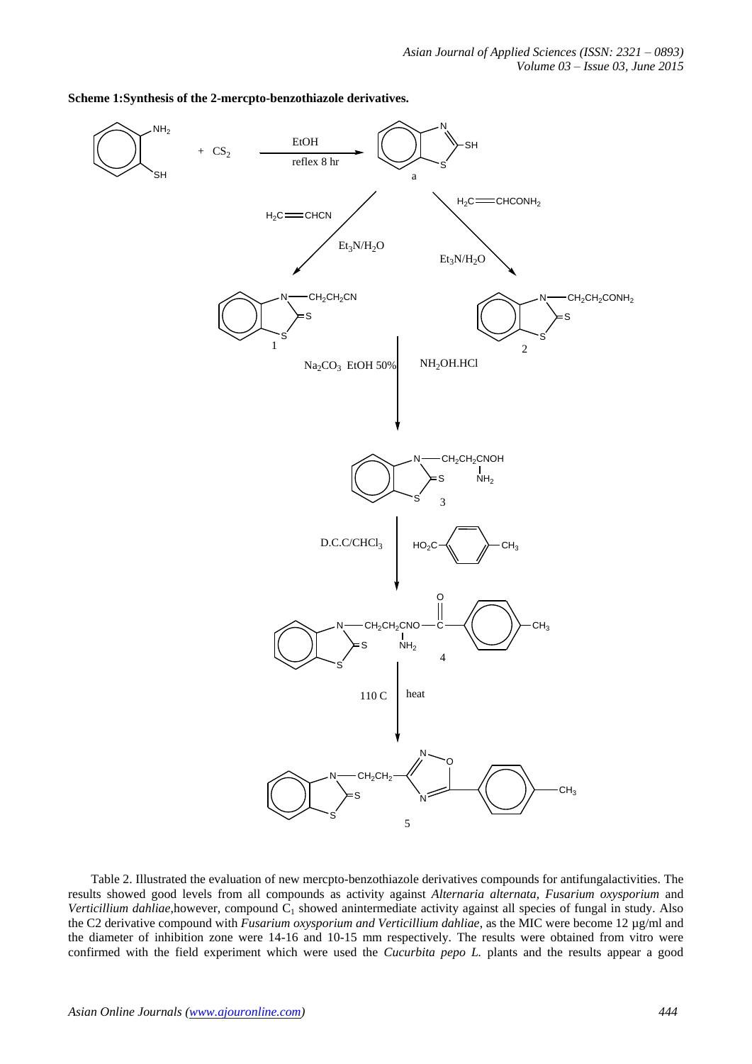**Scheme 1:Synthesis of the 2-mercpto-benzothiazole derivatives.**

Table 2. Illustrated the evaluation of new mercpto-benzothiazole derivatives compounds for antifungalactivities. The results showed good levels from all compounds as activity against *Alternaria alternata, Fusarium oxysporium* and *Verticillium dahliae*,however, compound $C_1$ showed anintermediate activity against all species of fungal in study. Also the C2 derivative compound with *Fusarium oxysporium and Verticillium dahliae,* as the MIC were become 12 µg/ml and the diameter of inhibition zone were 14-16 and 10-15 mm respectively. The results were obtained from vitro were confirmed with the field experiment which were used the *Cucurbita pepo L.* plants and the results appear a good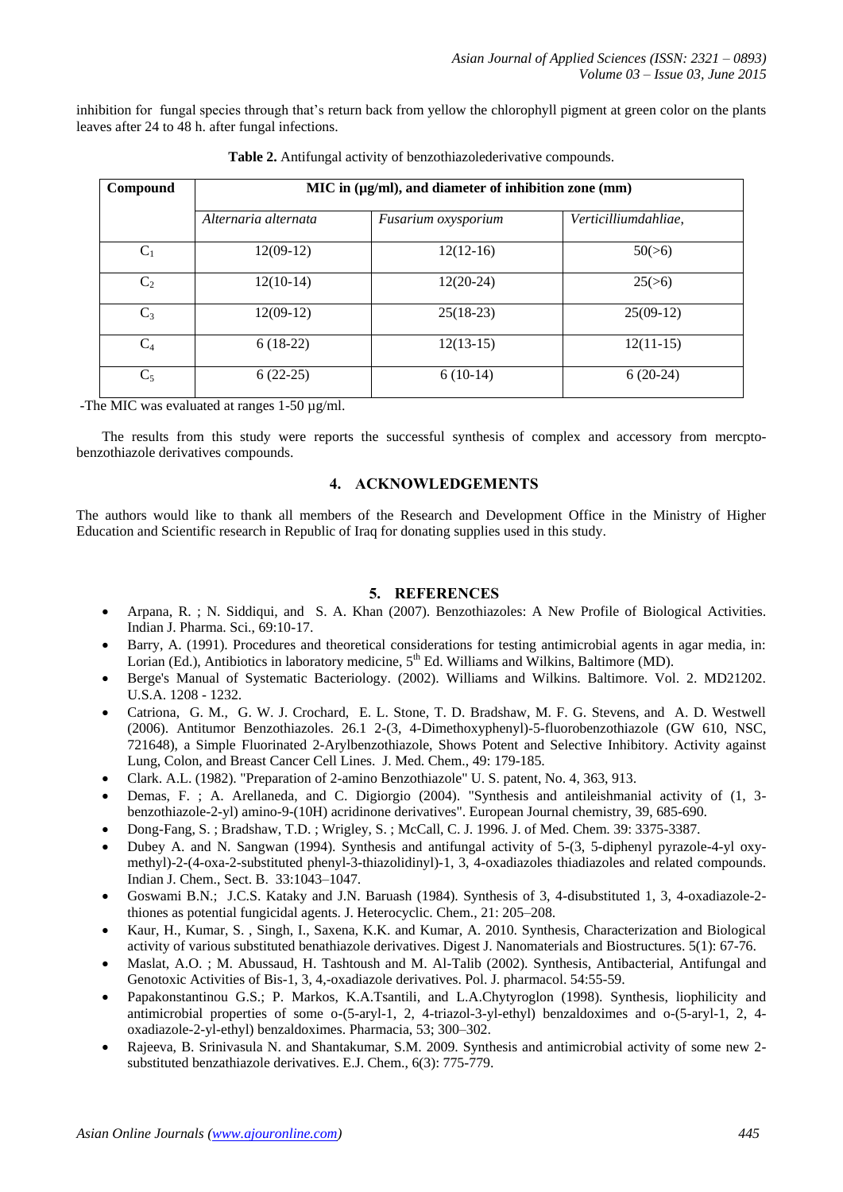inhibition for fungal species through that's return back from yellow the chlorophyll pigment at green color on the plants leaves after 24 to 48 h. after fungal infections.

**Table 2.** Antifungal activity of benzothiazolederivative compounds.

| Compound | MIC in (µg/ml), and diameter of inhibition zone (mm) | | |
|---|---|---|---|
| | *Alternaria alternata* | *Fusarium oxysporium* | *Verticilliumdahliae,* |
| $C_1$ | 12(09-12) | 12(12-16) | 50(>6) |
| $C_2$ | 12(10-14) | 12(20-24) | 25(>6) |
| $C_3$ | 12(09-12) | 25(18-23) | 25(09-12) |
| $C_4$ | 6 (18-22) | 12(13-15) | 12(11-15) |
| $C_5$ | 6 (22-25) | 6 (10-14) | 6 (20-24) |

-The MIC was evaluated at ranges 1-50 µg/ml.

The results from this study were reports the successful synthesis of complex and accessory from mercpto-benzothiazole derivatives compounds.

## 4. ACKNOWLEDGEMENTS

The authors would like to thank all members of the Research and Development Office in the Ministry of Higher Education and Scientific research in Republic of Iraq for donating supplies used in this study.

## 5. REFERENCES

- Arpana, R. ; N. Siddiqui, and S. A. Khan (2007). Benzothiazoles: A New Profile of Biological Activities. Indian J. Pharma. Sci., 69:10-17.
- Barry, A. (1991). Procedures and theoretical considerations for testing antimicrobial agents in agar media, in: Lorian (Ed.), Antibiotics in laboratory medicine, 5th Ed. Williams and Wilkins, Baltimore (MD).
- Berge's Manual of Systematic Bacteriology. (2002). Williams and Wilkins. Baltimore. Vol. 2. MD21202. U.S.A. 1208 - 1232.
- Catriona, G. M., G. W. J. Crochard, E. L. Stone, T. D. Bradshaw, M. F. G. Stevens, and A. D. Westwell (2006). Antitumor Benzothiazoles. 26.1 2-(3, 4-Dimethoxyphenyl)-5-fluorobenzothiazole (GW 610, NSC, 721648), a Simple Fluorinated 2-Arylbenzothiazole, Shows Potent and Selective Inhibitory. Activity against Lung, Colon, and Breast Cancer Cell Lines. J. Med. Chem., 49: 179-185.
- Clark. A.L. (1982). "Preparation of 2-amino Benzothiazole" U. S. patent, No. 4, 363, 913.
- Demas, F. ; A. Arellaneda, and C. Digiorgio (2004). "Synthesis and antileishmanial activity of (1, 3-benzothiazole-2-yl) amino-9-(10H) acridinone derivatives". European Journal chemistry, 39, 685-690.
- Dong-Fang, S. ; Bradshaw, T.D. ; Wrigley, S. ; McCall, C. J. 1996. J. of Med. Chem. 39: 3375-3387.
- Dubey A. and N. Sangwan (1994). Synthesis and antifungal activity of 5-(3, 5-diphenyl pyrazole-4-yl oxy-methyl)-2-(4-oxa-2-substituted phenyl-3-thiazolidinyl)-1, 3, 4-oxadiazoles thiadiazoles and related compounds. Indian J. Chem., Sect. B. 33:1043–1047.
- Goswami B.N.; J.C.S. Kataky and J.N. Baruash (1984). Synthesis of 3, 4-disubstituted 1, 3, 4-oxadiazole-2-thiones as potential fungicidal agents. J. Heterocyclic. Chem., 21: 205–208.
- Kaur, H., Kumar, S. , Singh, I., Saxena, K.K. and Kumar, A. 2010. Synthesis, Characterization and Biological activity of various substituted benathiazole derivatives. Digest J. Nanomaterials and Biostructures. 5(1): 67-76.
- Maslat, A.O. ; M. Abussaud, H. Tashtoush and M. Al-Talib (2002). Synthesis, Antibacterial, Antifungal and Genotoxic Activities of Bis-1, 3, 4,-oxadiazole derivatives. Pol. J. pharmacol. 54:55-59.
- Papakonstantinou G.S.; P. Markos, K.A.Tsantili, and L.A.Chytyroglon (1998). Synthesis, liophilicity and antimicrobial properties of some o-(5-aryl-1, 2, 4-triazol-3-yl-ethyl) benzaldoximes and o-(5-aryl-1, 2, 4-oxadiazole-2-yl-ethyl) benzaldoximes. Pharmacia, 53; 300–302.
- Rajeeva, B. Srinivasula N. and Shantakumar, S.M. 2009. Synthesis and antimicrobial activity of some new 2-substituted benzathiazole derivatives. E.J. Chem., 6(3): 775-779.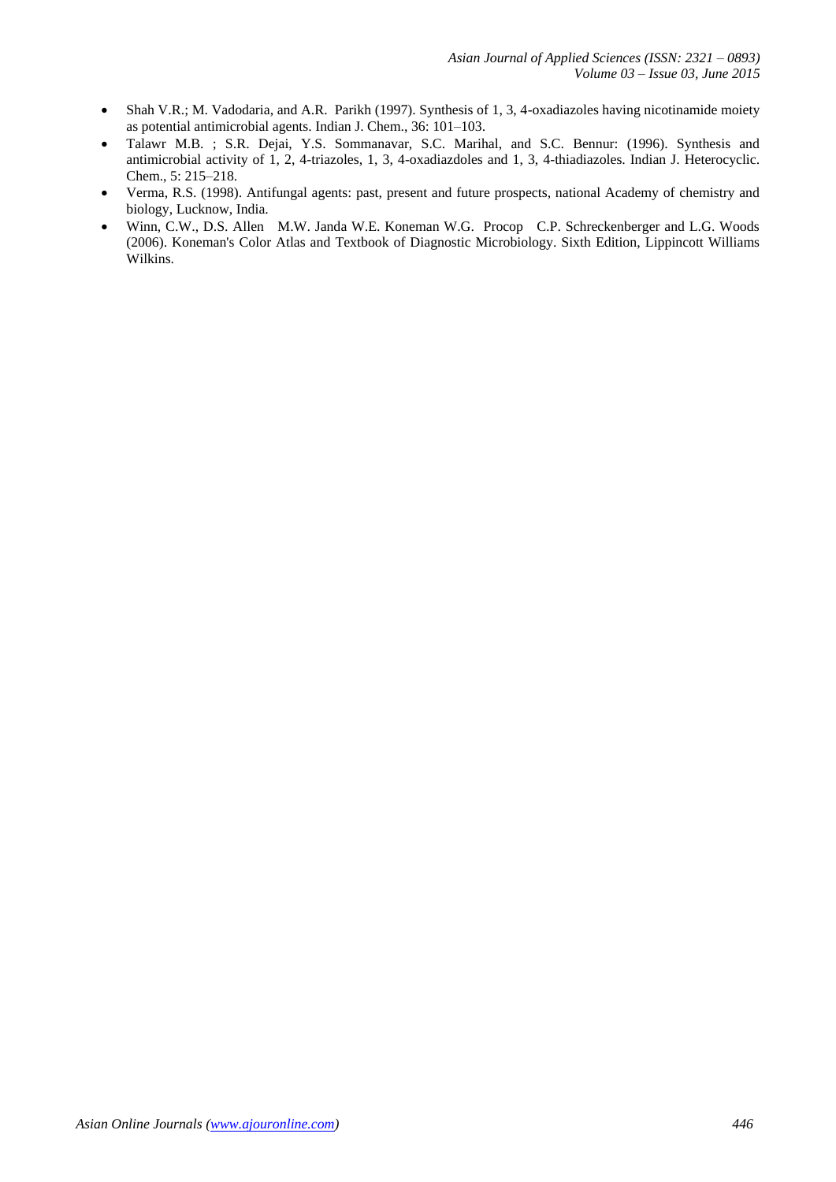- Shah V.R.; M. Vadodaria, and A.R. Parikh (1997). Synthesis of 1, 3, 4-oxadiazoles having nicotinamide moiety as potential antimicrobial agents. Indian J. Chem., 36: 101–103.
- Talawr M.B. ; S.R. Dejai, Y.S. Sommanavar, S.C. Marihal, and S.C. Bennur: (1996). Synthesis and antimicrobial activity of 1, 2, 4-triazoles, 1, 3, 4-oxadiazdoles and 1, 3, 4-thiadiazoles. Indian J. Heterocyclic. Chem., 5: 215–218.
- Verma, R.S. (1998). Antifungal agents: past, present and future prospects, national Academy of chemistry and biology, Lucknow, India.
- Winn, C.W., D.S. Allen M.W. Janda W.E. Koneman W.G. Procop C.P. Schreckenberger and L.G. Woods (2006). Koneman's Color Atlas and Textbook of Diagnostic Microbiology. Sixth Edition, Lippincott Williams Wilkins.